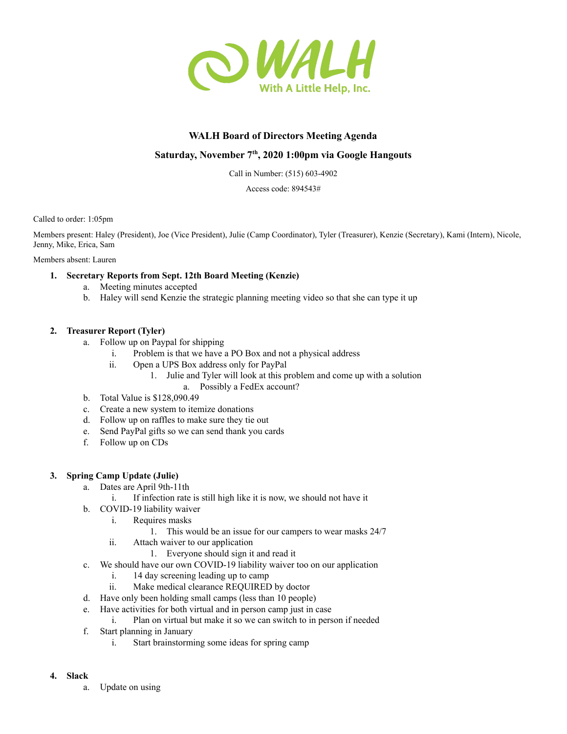WALH

With A Little Help, Inc.

## WALH Board of Directors Meeting Agenda

## Saturday, November 7th, 2020 1:00pm via Google Hangouts

Call in Number: (515) 603-4902

Access code: 894543#

Called to order: 1:05pm

Members present: Haley (President), Joe (Vice President), Julie (Camp Coordinator), Tyler (Treasurer), Kenzie (Secretary), Kami (Intern), Nicole, Jenny, Mike, Erica, Sam

Members absent: Lauren

1. **Secretary Reports from Sept. 12th Board Meeting (Kenzie)**
    a. Meeting minutes accepted
    b. Haley will send Kenzie the strategic planning meeting video so that she can type it up

2. **Treasurer Report (Tyler)**
    a. Follow up on Paypal for shipping
        i. Problem is that we have a PO Box and not a physical address
        ii. Open a UPS Box address only for PayPal
            1. Julie and Tyler will look at this problem and come up with a solution
                a. Possibly a FedEx account?
    b. Total Value is $128,090.49
    c. Create a new system to itemize donations
    d. Follow up on raffles to make sure they tie out
    e. Send PayPal gifts so we can send thank you cards
    f. Follow up on CDs

3. **Spring Camp Update (Julie)**
    a. Dates are April 9th-11th
        i. If infection rate is still high like it is now, we should not have it
    b. COVID-19 liability waiver
        i. Requires masks
            1. This would be an issue for our campers to wear masks 24/7
        ii. Attach waiver to our application
            1. Everyone should sign it and read it
    c. We should have our own COVID-19 liability waiver too on our application
        i. 14 day screening leading up to camp
        ii. Make medical clearance REQUIRED by doctor
    d. Have only been holding small camps (less than 10 people)
    e. Have activities for both virtual and in person camp just in case
        i. Plan on virtual but make it so we can switch to in person if needed
    f. Start planning in January
        i. Start brainstorming some ideas for spring camp

4. **Slack**
    a. Update on using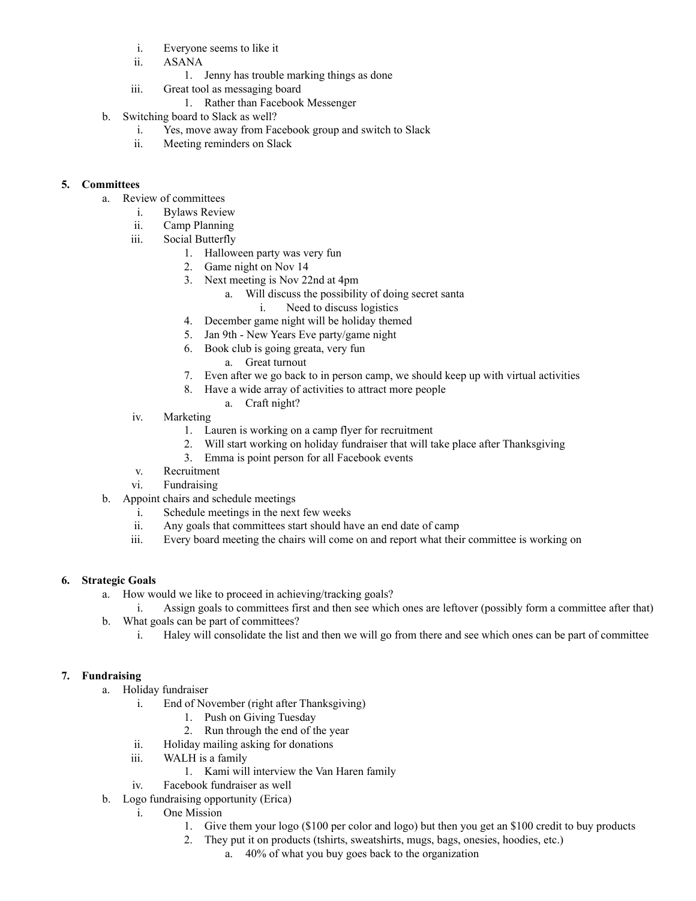i. Everyone seems to like it
      ii. ASANA
         1. Jenny has trouble marking things as done
      iii. Great tool as messaging board
         1. Rather than Facebook Messenger
   b. Switching board to Slack as well?
      i. Yes, move away from Facebook group and switch to Slack
      ii. Meeting reminders on Slack

5. **Committees**
   a. Review of committees
      i. Bylaws Review
      ii. Camp Planning
      iii. Social Butterfly
         1. Halloween party was very fun
         2. Game night on Nov 14
         3. Next meeting is Nov 22nd at 4pm
            a. Will discuss the possibility of doing secret santa
               i. Need to discuss logistics
         4. December game night will be holiday themed
         5. Jan 9th - New Years Eve party/game night
         6. Book club is going greata, very fun
            a. Great turnout
         7. Even after we go back to in person camp, we should keep up with virtual activities
         8. Have a wide array of activities to attract more people
            a. Craft night?
      iv. Marketing
         1. Lauren is working on a camp flyer for recruitment
         2. Will start working on holiday fundraiser that will take place after Thanksgiving
         3. Emma is point person for all Facebook events
      v. Recruitment
      vi. Fundraising
   b. Appoint chairs and schedule meetings
      i. Schedule meetings in the next few weeks
      ii. Any goals that committees start should have an end date of camp
      iii. Every board meeting the chairs will come on and report what their committee is working on

6. **Strategic Goals**
   a. How would we like to proceed in achieving/tracking goals?
      i. Assign goals to committees first and then see which ones are leftover (possibly form a committee after that)
   b. What goals can be part of committees?
      i. Haley will consolidate the list and then we will go from there and see which ones can be part of committee

7. **Fundraising**
   a. Holiday fundraiser
      i. End of November (right after Thanksgiving)
         1. Push on Giving Tuesday
         2. Run through the end of the year
      ii. Holiday mailing asking for donations
      iii. WALH is a family
         1. Kami will interview the Van Haren family
      iv. Facebook fundraiser as well
   b. Logo fundraising opportunity (Erica)
      i. One Mission
         1. Give them your logo ($100 per color and logo) but then you get an $100 credit to buy products
         2. They put it on products (tshirts, sweatshirts, mugs, bags, onesies, hoodies, etc.)
            a. 40% of what you buy goes back to the organization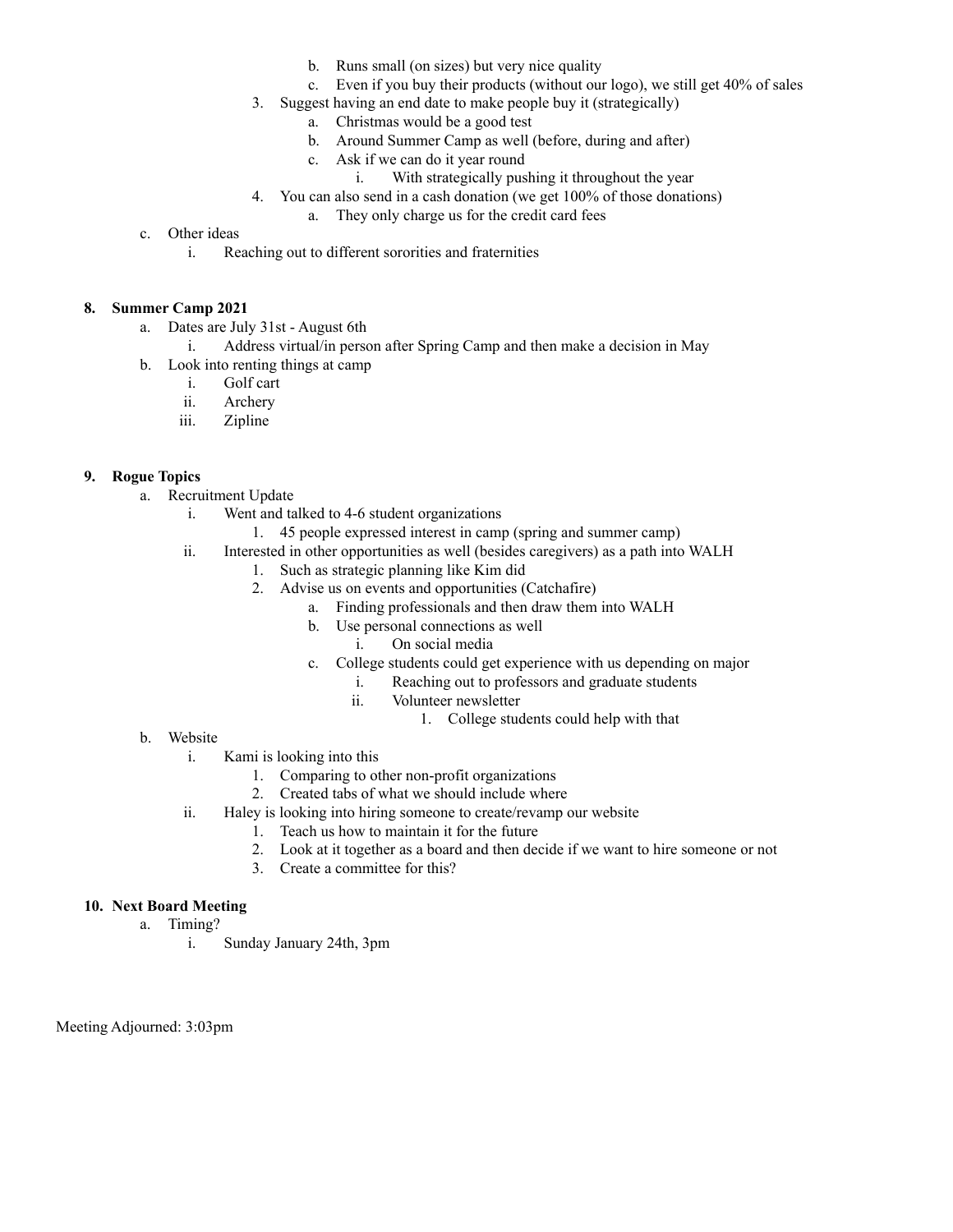b. Runs small (on sizes) but very nice quality
            c. Even if you buy their products (without our logo), we still get 40% of sales
        3. Suggest having an end date to make people buy it (strategically)
            a. Christmas would be a good test
            b. Around Summer Camp as well (before, during and after)
            c. Ask if we can do it year round
                i. With strategically pushing it throughout the year
        4. You can also send in a cash donation (we get 100% of those donations)
            a. They only charge us for the credit card fees
    c. Other ideas
        i. Reaching out to different sororities and fraternities

**8. Summer Camp 2021**

- a. Dates are July 31st - August 6th
    - i. Address virtual/in person after Spring Camp and then make a decision in May
- b. Look into renting things at camp
    - i. Golf cart
    - ii. Archery
    - iii. Zipline

**9. Rogue Topics**

- a. Recruitment Update
    - i. Went and talked to 4-6 student organizations
        - 1. 45 people expressed interest in camp (spring and summer camp)
    - ii. Interested in other opportunities as well (besides caregivers) as a path into WALH
        - 1. Such as strategic planning like Kim did
        - 2. Advise us on events and opportunities (Catchafire)
            - a. Finding professionals and then draw them into WALH
            - b. Use personal connections as well
                - i. On social media
            - c. College students could get experience with us depending on major
                - i. Reaching out to professors and graduate students
                - ii. Volunteer newsletter
                    - 1. College students could help with that
- b. Website
    - i. Kami is looking into this
        - 1. Comparing to other non-profit organizations
        - 2. Created tabs of what we should include where
    - ii. Haley is looking into hiring someone to create/revamp our website
        - 1. Teach us how to maintain it for the future
        - 2. Look at it together as a board and then decide if we want to hire someone or not
        - 3. Create a committee for this?

**10. Next Board Meeting**

- a. Timing?
    - i. Sunday January 24th, 3pm

Meeting Adjourned: 3:03pm